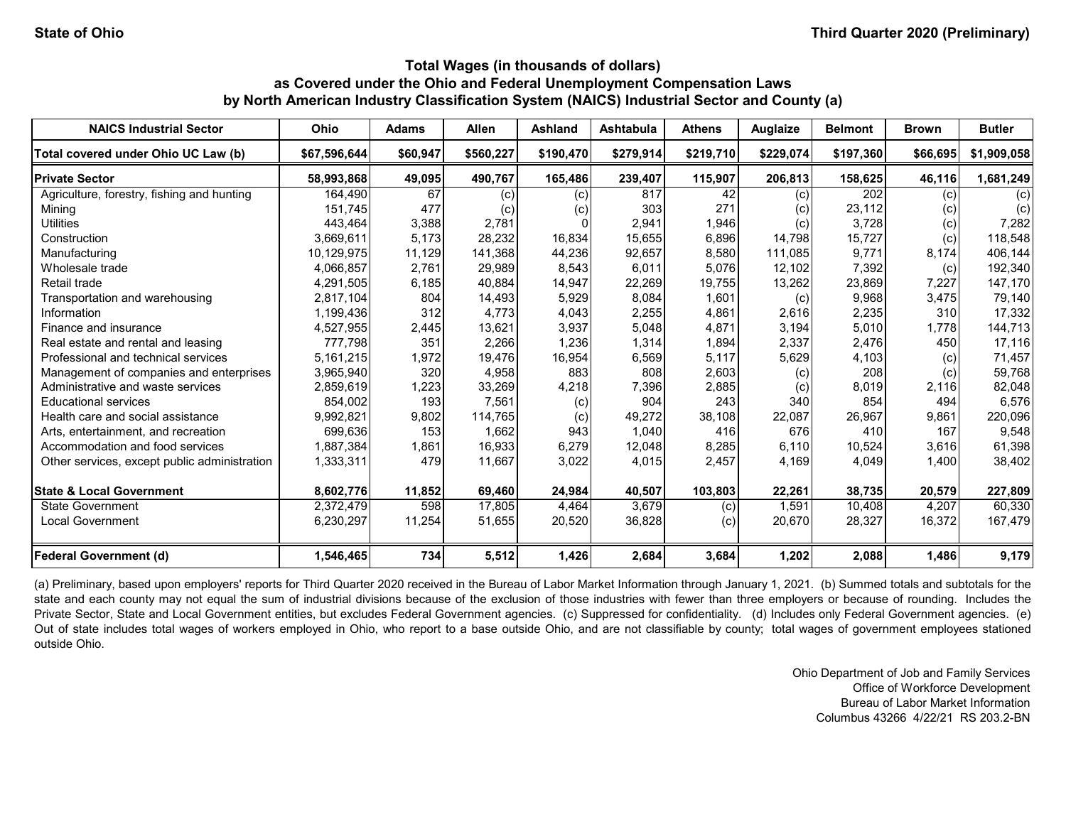State of Ohio — Third Quarter 2020 (Preliminary)

### Total Wages (in thousands of dollars) as Covered under the Ohio and Federal Unemployment Compensation Laws by North American Industry Classification System (NAICS) Industrial Sector and County (a)

| NAICS Industrial Sector | Ohio | Adams | Allen | Ashland | Ashtabula | Athens | Auglaize | Belmont | Brown | Butler |
|---|---|---|---|---|---|---|---|---|---|---|
| **Total covered under Ohio UC Law (b)** | **$67,596,644** | **$60,947** | **$560,227** | **$190,470** | **$279,914** | **$219,710** | **$229,074** | **$197,360** | **$66,695** | **$1,909,058** |
| **Private Sector** | **58,993,868** | **49,095** | **490,767** | **165,486** | **239,407** | **115,907** | **206,813** | **158,625** | **46,116** | **1,681,249** |
| Agriculture, forestry, fishing and hunting | 164,490 | 67 | (c) | (c) | 817 | 42 | (c) | 202 | (c) | (c) |
| Mining | 151,745 | 477 | (c) | (c) | 303 | 271 | (c) | 23,112 | (c) | (c) |
| Utilities | 443,464 | 3,388 | 2,781 | 0 | 2,941 | 1,946 | (c) | 3,728 | (c) | 7,282 |
| Construction | 3,669,611 | 5,173 | 28,232 | 16,834 | 15,655 | 6,896 | 14,798 | 15,727 | (c) | 118,548 |
| Manufacturing | 10,129,975 | 11,129 | 141,368 | 44,236 | 92,657 | 8,580 | 111,085 | 9,771 | 8,174 | 406,144 |
| Wholesale trade | 4,066,857 | 2,761 | 29,989 | 8,543 | 6,011 | 5,076 | 12,102 | 7,392 | (c) | 192,340 |
| Retail trade | 4,291,505 | 6,185 | 40,884 | 14,947 | 22,269 | 19,755 | 13,262 | 23,869 | 7,227 | 147,170 |
| Transportation and warehousing | 2,817,104 | 804 | 14,493 | 5,929 | 8,084 | 1,601 | (c) | 9,968 | 3,475 | 79,140 |
| Information | 1,199,436 | 312 | 4,773 | 4,043 | 2,255 | 4,861 | 2,616 | 2,235 | 310 | 17,332 |
| Finance and insurance | 4,527,955 | 2,445 | 13,621 | 3,937 | 5,048 | 4,871 | 3,194 | 5,010 | 1,778 | 144,713 |
| Real estate and rental and leasing | 777,798 | 351 | 2,266 | 1,236 | 1,314 | 1,894 | 2,337 | 2,476 | 450 | 17,116 |
| Professional and technical services | 5,161,215 | 1,972 | 19,476 | 16,954 | 6,569 | 5,117 | 5,629 | 4,103 | (c) | 71,457 |
| Management of companies and enterprises | 3,965,940 | 320 | 4,958 | 883 | 808 | 2,603 | (c) | 208 | (c) | 59,768 |
| Administrative and waste services | 2,859,619 | 1,223 | 33,269 | 4,218 | 7,396 | 2,885 | (c) | 8,019 | 2,116 | 82,048 |
| Educational services | 854,002 | 193 | 7,561 | (c) | 904 | 243 | 340 | 854 | 494 | 6,576 |
| Health care and social assistance | 9,992,821 | 9,802 | 114,765 | (c) | 49,272 | 38,108 | 22,087 | 26,967 | 9,861 | 220,096 |
| Arts, entertainment, and recreation | 699,636 | 153 | 1,662 | 943 | 1,040 | 416 | 676 | 410 | 167 | 9,548 |
| Accommodation and food services | 1,887,384 | 1,861 | 16,933 | 6,279 | 12,048 | 8,285 | 6,110 | 10,524 | 3,616 | 61,398 |
| Other services, except public administration | 1,333,311 | 479 | 11,667 | 3,022 | 4,015 | 2,457 | 4,169 | 4,049 | 1,400 | 38,402 |
| **State & Local Government** | **8,602,776** | **11,852** | **69,460** | **24,984** | **40,507** | **103,803** | **22,261** | **38,735** | **20,579** | **227,809** |
| State Government | 2,372,479 | 598 | 17,805 | 4,464 | 3,679 | (c) | 1,591 | 10,408 | 4,207 | 60,330 |
| Local Government | 6,230,297 | 11,254 | 51,655 | 20,520 | 36,828 | (c) | 20,670 | 28,327 | 16,372 | 167,479 |
| **Federal Government (d)** | **1,546,465** | **734** | **5,512** | **1,426** | **2,684** | **3,684** | **1,202** | **2,088** | **1,486** | **9,179** |

(a) Preliminary, based upon employers' reports for Third Quarter 2020 received in the Bureau of Labor Market Information through January 1, 2021. (b) Summed totals and subtotals for the state and each county may not equal the sum of industrial divisions because of the exclusion of those industries with fewer than three employers or because of rounding. Includes the Private Sector, State and Local Government entities, but excludes Federal Government agencies. (c) Suppressed for confidentiality. (d) Includes only Federal Government agencies. (e) Out of state includes total wages of workers employed in Ohio, who report to a base outside Ohio, and are not classifiable by county; total wages of government employees stationed outside Ohio.

Ohio Department of Job and Family Services
Office of Workforce Development
Bureau of Labor Market Information
Columbus 43266 4/22/21 RS 203.2-BN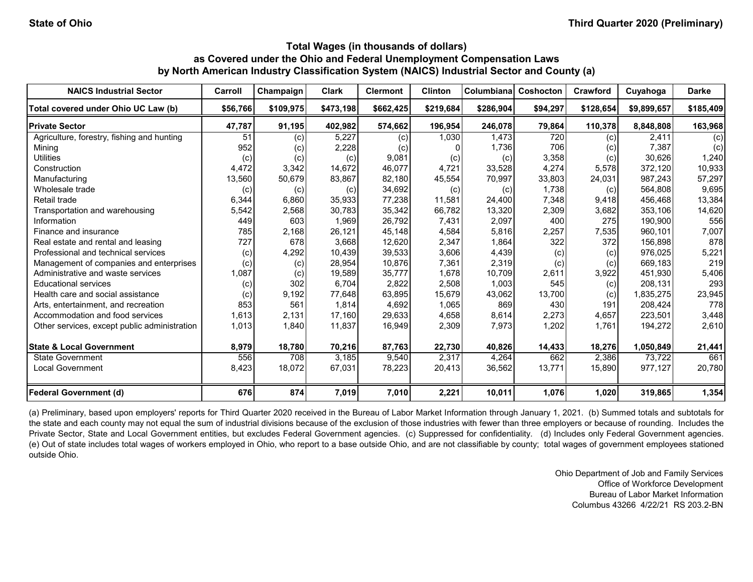State of Ohio — Third Quarter 2020 (Preliminary)

### Total Wages (in thousands of dollars) as Covered under the Ohio and Federal Unemployment Compensation Laws by North American Industry Classification System (NAICS) Industrial Sector and County (a)

| NAICS Industrial Sector | Carroll | Champaign | Clark | Clermont | Clinton | Columbiana | Coshocton | Crawford | Cuyahoga | Darke |
|---|---|---|---|---|---|---|---|---|---|---|
| **Total covered under Ohio UC Law (b)** | **$56,766** | **$109,975** | **$473,198** | **$662,425** | **$219,684** | **$286,904** | **$94,297** | **$128,654** | **$9,899,657** | **$185,409** |
| **Private Sector** | **47,787** | **91,195** | **402,982** | **574,662** | **196,954** | **246,078** | **79,864** | **110,378** | **8,848,808** | **163,968** |
| Agriculture, forestry, fishing and hunting | 51 | (c) | 5,227 | (c) | 1,030 | 1,473 | 720 | (c) | 2,411 | (c) |
| Mining | 952 | (c) | 2,228 | (c) | 0 | 1,736 | 706 | (c) | 7,387 | (c) |
| Utilities | (c) | (c) | (c) | 9,081 | (c) | (c) | 3,358 | (c) | 30,626 | 1,240 |
| Construction | 4,472 | 3,342 | 14,672 | 46,077 | 4,721 | 33,528 | 4,274 | 5,578 | 372,120 | 10,933 |
| Manufacturing | 13,560 | 50,679 | 83,867 | 82,180 | 45,554 | 70,997 | 33,803 | 24,031 | 987,243 | 57,297 |
| Wholesale trade | (c) | (c) | (c) | 34,692 | (c) | (c) | 1,738 | (c) | 564,808 | 9,695 |
| Retail trade | 6,344 | 6,860 | 35,933 | 77,238 | 11,581 | 24,400 | 7,348 | 9,418 | 456,468 | 13,384 |
| Transportation and warehousing | 5,542 | 2,568 | 30,783 | 35,342 | 66,782 | 13,320 | 2,309 | 3,682 | 353,106 | 14,620 |
| Information | 449 | 603 | 1,969 | 26,792 | 7,431 | 2,097 | 400 | 275 | 190,900 | 556 |
| Finance and insurance | 785 | 2,168 | 26,121 | 45,148 | 4,584 | 5,816 | 2,257 | 7,535 | 960,101 | 7,007 |
| Real estate and rental and leasing | 727 | 678 | 3,668 | 12,620 | 2,347 | 1,864 | 322 | 372 | 156,898 | 878 |
| Professional and technical services | (c) | 4,292 | 10,439 | 39,533 | 3,606 | 4,439 | (c) | (c) | 976,025 | 5,221 |
| Management of companies and enterprises | (c) | (c) | 28,954 | 10,876 | 7,361 | 2,319 | (c) | (c) | 669,183 | 219 |
| Administrative and waste services | 1,087 | (c) | 19,589 | 35,777 | 1,678 | 10,709 | 2,611 | 3,922 | 451,930 | 5,406 |
| Educational services | (c) | 302 | 6,704 | 2,822 | 2,508 | 1,003 | 545 | (c) | 208,131 | 293 |
| Health care and social assistance | (c) | 9,192 | 77,648 | 63,895 | 15,679 | 43,062 | 13,700 | (c) | 1,835,275 | 23,945 |
| Arts, entertainment, and recreation | 853 | 561 | 1,814 | 4,692 | 1,065 | 869 | 430 | 191 | 208,424 | 778 |
| Accommodation and food services | 1,613 | 2,131 | 17,160 | 29,633 | 4,658 | 8,614 | 2,273 | 4,657 | 223,501 | 3,448 |
| Other services, except public administration | 1,013 | 1,840 | 11,837 | 16,949 | 2,309 | 7,973 | 1,202 | 1,761 | 194,272 | 2,610 |
| **State & Local Government** | **8,979** | **18,780** | **70,216** | **87,763** | **22,730** | **40,826** | **14,433** | **18,276** | **1,050,849** | **21,441** |
| State Government | 556 | 708 | 3,185 | 9,540 | 2,317 | 4,264 | 662 | 2,386 | 73,722 | 661 |
| Local Government | 8,423 | 18,072 | 67,031 | 78,223 | 20,413 | 36,562 | 13,771 | 15,890 | 977,127 | 20,780 |
| **Federal Government (d)** | **676** | **874** | **7,019** | **7,010** | **2,221** | **10,011** | **1,076** | **1,020** | **319,865** | **1,354** |

(a) Preliminary, based upon employers' reports for Third Quarter 2020 received in the Bureau of Labor Market Information through January 1, 2021. (b) Summed totals and subtotals for the state and each county may not equal the sum of industrial divisions because of the exclusion of those industries with fewer than three employers or because of rounding. Includes the Private Sector, State and Local Government entities, but excludes Federal Government agencies. (c) Suppressed for confidentiality. (d) Includes only Federal Government agencies. (e) Out of state includes total wages of workers employed in Ohio, who report to a base outside Ohio, and are not classifiable by county; total wages of government employees stationed outside Ohio.

Ohio Department of Job and Family Services
Office of Workforce Development
Bureau of Labor Market Information
Columbus 43266 4/22/21 RS 203.2-BN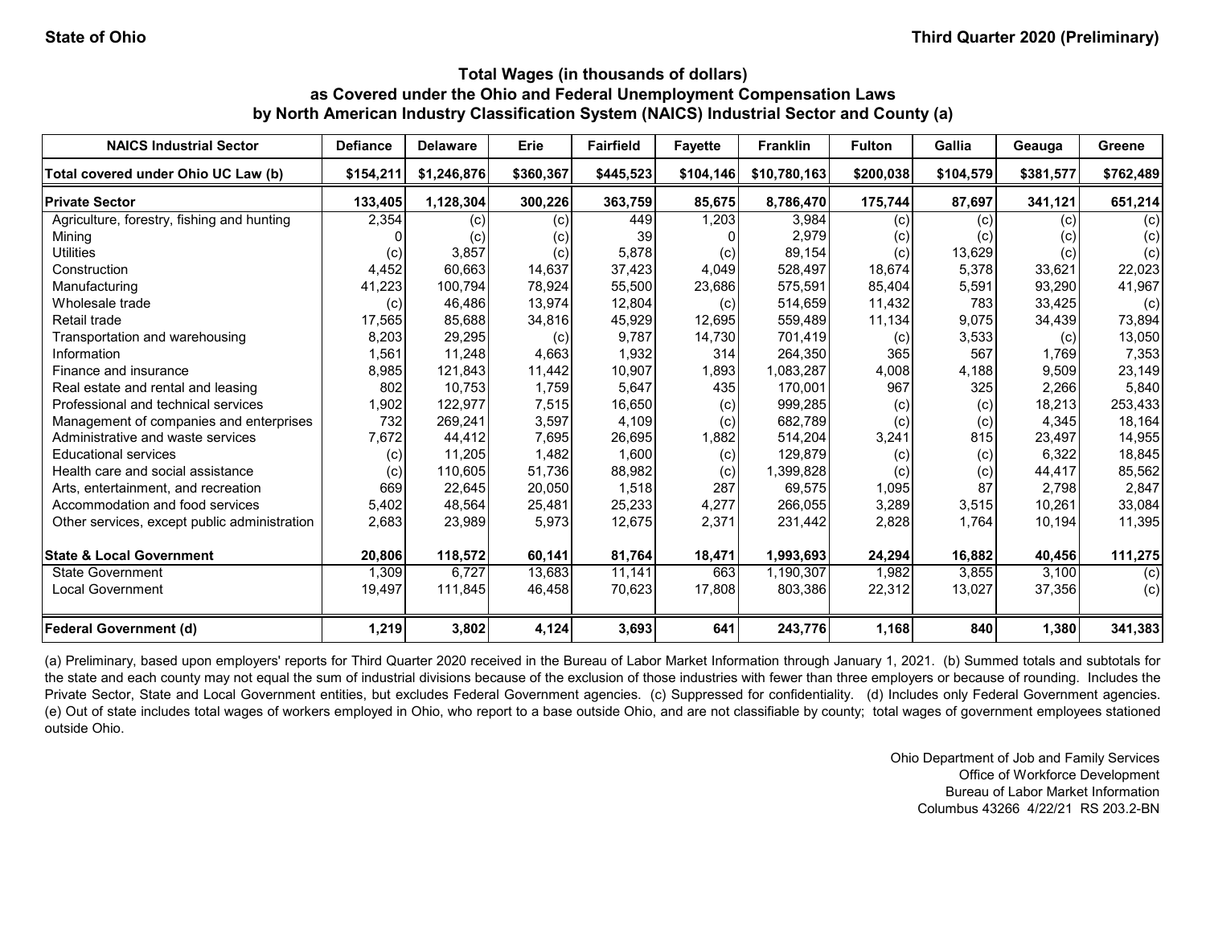State of Ohio

Third Quarter 2020 (Preliminary)

## Total Wages (in thousands of dollars) as Covered under the Ohio and Federal Unemployment Compensation Laws by North American Industry Classification System (NAICS) Industrial Sector and County (a)

| NAICS Industrial Sector | Defiance | Delaware | Erie | Fairfield | Fayette | Franklin | Fulton | Gallia | Geauga | Greene |
|---|---|---|---|---|---|---|---|---|---|---|
| **Total covered under Ohio UC Law (b)** | **$154,211** | **$1,246,876** | **$360,367** | **$445,523** | **$104,146** | **$10,780,163** | **$200,038** | **$104,579** | **$381,577** | **$762,489** |
| **Private Sector** | **133,405** | **1,128,304** | **300,226** | **363,759** | **85,675** | **8,786,470** | **175,744** | **87,697** | **341,121** | **651,214** |
| Agriculture, forestry, fishing and hunting | 2,354 | (c) | (c) | 449 | 1,203 | 3,984 | (c) | (c) | (c) | (c) |
| Mining | 0 | (c) | (c) | 39 | 0 | 2,979 | (c) | (c) | (c) | (c) |
| Utilities | (c) | 3,857 | (c) | 5,878 | (c) | 89,154 | (c) | 13,629 | (c) | (c) |
| Construction | 4,452 | 60,663 | 14,637 | 37,423 | 4,049 | 528,497 | 18,674 | 5,378 | 33,621 | 22,023 |
| Manufacturing | 41,223 | 100,794 | 78,924 | 55,500 | 23,686 | 575,591 | 85,404 | 5,591 | 93,290 | 41,967 |
| Wholesale trade | (c) | 46,486 | 13,974 | 12,804 | (c) | 514,659 | 11,432 | 783 | 33,425 | (c) |
| Retail trade | 17,565 | 85,688 | 34,816 | 45,929 | 12,695 | 559,489 | 11,134 | 9,075 | 34,439 | 73,894 |
| Transportation and warehousing | 8,203 | 29,295 | (c) | 9,787 | 14,730 | 701,419 | (c) | 3,533 | (c) | 13,050 |
| Information | 1,561 | 11,248 | 4,663 | 1,932 | 314 | 264,350 | 365 | 567 | 1,769 | 7,353 |
| Finance and insurance | 8,985 | 121,843 | 11,442 | 10,907 | 1,893 | 1,083,287 | 4,008 | 4,188 | 9,509 | 23,149 |
| Real estate and rental and leasing | 802 | 10,753 | 1,759 | 5,647 | 435 | 170,001 | 967 | 325 | 2,266 | 5,840 |
| Professional and technical services | 1,902 | 122,977 | 7,515 | 16,650 | (c) | 999,285 | (c) | (c) | 18,213 | 253,433 |
| Management of companies and enterprises | 732 | 269,241 | 3,597 | 4,109 | (c) | 682,789 | (c) | (c) | 4,345 | 18,164 |
| Administrative and waste services | 7,672 | 44,412 | 7,695 | 26,695 | 1,882 | 514,204 | 3,241 | 815 | 23,497 | 14,955 |
| Educational services | (c) | 11,205 | 1,482 | 1,600 | (c) | 129,879 | (c) | (c) | 6,322 | 18,845 |
| Health care and social assistance | (c) | 110,605 | 51,736 | 88,982 | (c) | 1,399,828 | (c) | (c) | 44,417 | 85,562 |
| Arts, entertainment, and recreation | 669 | 22,645 | 20,050 | 1,518 | 287 | 69,575 | 1,095 | 87 | 2,798 | 2,847 |
| Accommodation and food services | 5,402 | 48,564 | 25,481 | 25,233 | 4,277 | 266,055 | 3,289 | 3,515 | 10,261 | 33,084 |
| Other services, except public administration | 2,683 | 23,989 | 5,973 | 12,675 | 2,371 | 231,442 | 2,828 | 1,764 | 10,194 | 11,395 |
| **State & Local Government** | **20,806** | **118,572** | **60,141** | **81,764** | **18,471** | **1,993,693** | **24,294** | **16,882** | **40,456** | **111,275** |
| State Government | 1,309 | 6,727 | 13,683 | 11,141 | 663 | 1,190,307 | 1,982 | 3,855 | 3,100 | (c) |
| Local Government | 19,497 | 111,845 | 46,458 | 70,623 | 17,808 | 803,386 | 22,312 | 13,027 | 37,356 | (c) |
| **Federal Government (d)** | **1,219** | **3,802** | **4,124** | **3,693** | **641** | **243,776** | **1,168** | **840** | **1,380** | **341,383** |

(a) Preliminary, based upon employers' reports for Third Quarter 2020 received in the Bureau of Labor Market Information through January 1, 2021. (b) Summed totals and subtotals for the state and each county may not equal the sum of industrial divisions because of the exclusion of those industries with fewer than three employers or because of rounding. Includes the Private Sector, State and Local Government entities, but excludes Federal Government agencies. (c) Suppressed for confidentiality. (d) Includes only Federal Government agencies. (e) Out of state includes total wages of workers employed in Ohio, who report to a base outside Ohio, and are not classifiable by county; total wages of government employees stationed outside Ohio.

Ohio Department of Job and Family Services
Office of Workforce Development
Bureau of Labor Market Information
Columbus 43266 4/22/21 RS 203.2-BN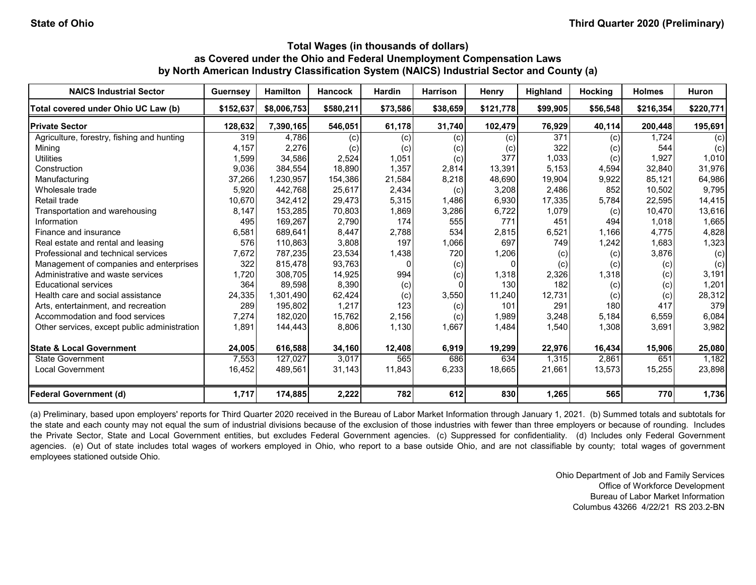State of Ohio

Third Quarter 2020 (Preliminary)

## Total Wages (in thousands of dollars) as Covered under the Ohio and Federal Unemployment Compensation Laws by North American Industry Classification System (NAICS) Industrial Sector and County (a)

| NAICS Industrial Sector | Guernsey | Hamilton | Hancock | Hardin | Harrison | Henry | Highland | Hocking | Holmes | Huron |
|---|---|---|---|---|---|---|---|---|---|---|
| **Total covered under Ohio UC Law (b)** | **$152,637** | **$8,006,753** | **$580,211** | **$73,586** | **$38,659** | **$121,778** | **$99,905** | **$56,548** | **$216,354** | **$220,771** |
| **Private Sector** | **128,632** | **7,390,165** | **546,051** | **61,178** | **31,740** | **102,479** | **76,929** | **40,114** | **200,448** | **195,691** |
| Agriculture, forestry, fishing and hunting | 319 | 4,786 | (c) | (c) | (c) | (c) | 371 | (c) | 1,724 | (c) |
| Mining | 4,157 | 2,276 | (c) | (c) | (c) | (c) | 322 | (c) | 544 | (c) |
| Utilities | 1,599 | 34,586 | 2,524 | 1,051 | (c) | 377 | 1,033 | (c) | 1,927 | 1,010 |
| Construction | 9,036 | 384,554 | 18,890 | 1,357 | 2,814 | 13,391 | 5,153 | 4,594 | 32,840 | 31,976 |
| Manufacturing | 37,266 | 1,230,957 | 154,386 | 21,584 | 8,218 | 48,690 | 19,904 | 9,922 | 85,121 | 64,986 |
| Wholesale trade | 5,920 | 442,768 | 25,617 | 2,434 | (c) | 3,208 | 2,486 | 852 | 10,502 | 9,795 |
| Retail trade | 10,670 | 342,412 | 29,473 | 5,315 | 1,486 | 6,930 | 17,335 | 5,784 | 22,595 | 14,415 |
| Transportation and warehousing | 8,147 | 153,285 | 70,803 | 1,869 | 3,286 | 6,722 | 1,079 | (c) | 10,470 | 13,616 |
| Information | 495 | 169,267 | 2,790 | 174 | 555 | 771 | 451 | 494 | 1,018 | 1,665 |
| Finance and insurance | 6,581 | 689,641 | 8,447 | 2,788 | 534 | 2,815 | 6,521 | 1,166 | 4,775 | 4,828 |
| Real estate and rental and leasing | 576 | 110,863 | 3,808 | 197 | 1,066 | 697 | 749 | 1,242 | 1,683 | 1,323 |
| Professional and technical services | 7,672 | 787,235 | 23,534 | 1,438 | 720 | 1,206 | (c) | (c) | 3,876 | (c) |
| Management of companies and enterprises | 322 | 815,478 | 93,763 | 0 | (c) | 0 | (c) | (c) | (c) | (c) |
| Administrative and waste services | 1,720 | 308,705 | 14,925 | 994 | (c) | 1,318 | 2,326 | 1,318 | (c) | 3,191 |
| Educational services | 364 | 89,598 | 8,390 | (c) | 0 | 130 | 182 | (c) | (c) | 1,201 |
| Health care and social assistance | 24,335 | 1,301,490 | 62,424 | (c) | 3,550 | 11,240 | 12,731 | (c) | (c) | 28,312 |
| Arts, entertainment, and recreation | 289 | 195,802 | 1,217 | 123 | (c) | 101 | 291 | 180 | 417 | 379 |
| Accommodation and food services | 7,274 | 182,020 | 15,762 | 2,156 | (c) | 1,989 | 3,248 | 5,184 | 6,559 | 6,084 |
| Other services, except public administration | 1,891 | 144,443 | 8,806 | 1,130 | 1,667 | 1,484 | 1,540 | 1,308 | 3,691 | 3,982 |
| **State & Local Government** | **24,005** | **616,588** | **34,160** | **12,408** | **6,919** | **19,299** | **22,976** | **16,434** | **15,906** | **25,080** |
| State Government | 7,553 | 127,027 | 3,017 | 565 | 686 | 634 | 1,315 | 2,861 | 651 | 1,182 |
| Local Government | 16,452 | 489,561 | 31,143 | 11,843 | 6,233 | 18,665 | 21,661 | 13,573 | 15,255 | 23,898 |
| **Federal Government (d)** | **1,717** | **174,885** | **2,222** | **782** | **612** | **830** | **1,265** | **565** | **770** | **1,736** |

(a) Preliminary, based upon employers' reports for Third Quarter 2020 received in the Bureau of Labor Market Information through January 1, 2021. (b) Summed totals and subtotals for the state and each county may not equal the sum of industrial divisions because of the exclusion of those industries with fewer than three employers or because of rounding. Includes the Private Sector, State and Local Government entities, but excludes Federal Government agencies. (c) Suppressed for confidentiality. (d) Includes only Federal Government agencies. (e) Out of state includes total wages of workers employed in Ohio, who report to a base outside Ohio, and are not classifiable by county; total wages of government employees stationed outside Ohio.

Ohio Department of Job and Family Services
Office of Workforce Development
Bureau of Labor Market Information
Columbus 43266 4/22/21 RS 203.2-BN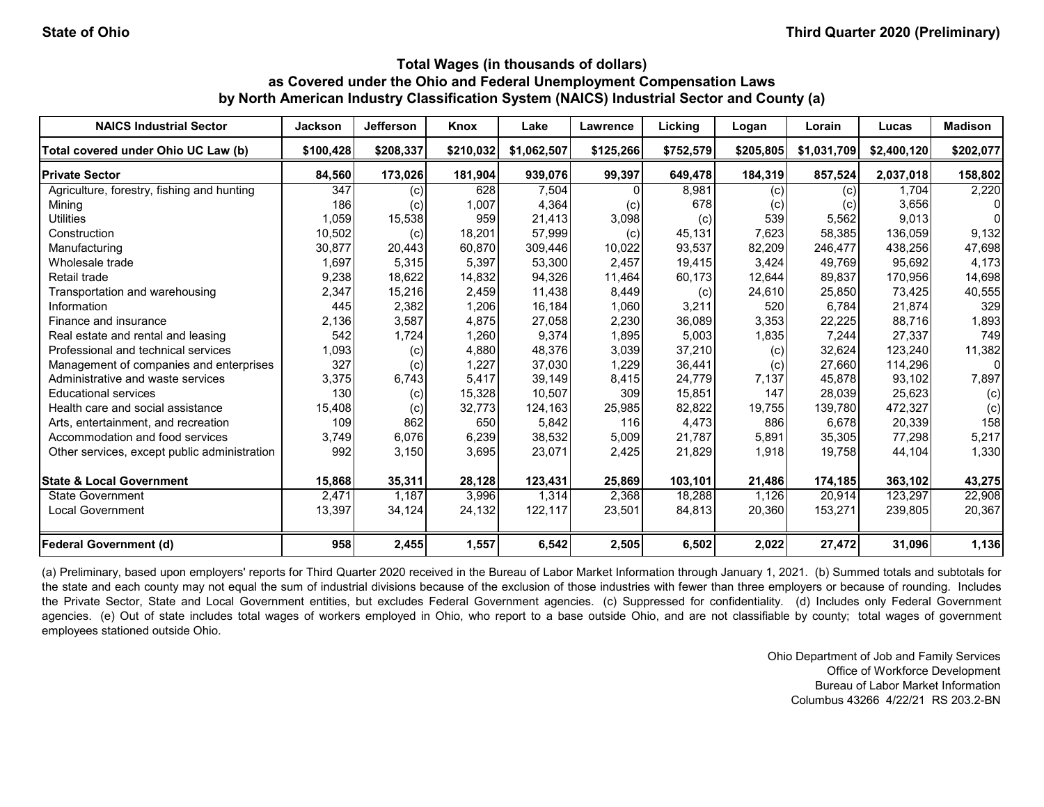State of Ohio

Third Quarter 2020 (Preliminary)

### Total Wages (in thousands of dollars) as Covered under the Ohio and Federal Unemployment Compensation Laws by North American Industry Classification System (NAICS) Industrial Sector and County (a)

| NAICS Industrial Sector | Jackson | Jefferson | Knox | Lake | Lawrence | Licking | Logan | Lorain | Lucas | Madison |
|---|---|---|---|---|---|---|---|---|---|---|
| **Total covered under Ohio UC Law (b)** | **$100,428** | **$208,337** | **$210,032** | **$1,062,507** | **$125,266** | **$752,579** | **$205,805** | **$1,031,709** | **$2,400,120** | **$202,077** |
| **Private Sector** | **84,560** | **173,026** | **181,904** | **939,076** | **99,397** | **649,478** | **184,319** | **857,524** | **2,037,018** | **158,802** |
| Agriculture, forestry, fishing and hunting | 347 | (c) | 628 | 7,504 | 0 | 8,981 | (c) | (c) | 1,704 | 2,220 |
| Mining | 186 | (c) | 1,007 | 4,364 | (c) | 678 | (c) | (c) | 3,656 | 0 |
| Utilities | 1,059 | 15,538 | 959 | 21,413 | 3,098 | (c) | 539 | 5,562 | 9,013 | 0 |
| Construction | 10,502 | (c) | 18,201 | 57,999 | (c) | 45,131 | 7,623 | 58,385 | 136,059 | 9,132 |
| Manufacturing | 30,877 | 20,443 | 60,870 | 309,446 | 10,022 | 93,537 | 82,209 | 246,477 | 438,256 | 47,698 |
| Wholesale trade | 1,697 | 5,315 | 5,397 | 53,300 | 2,457 | 19,415 | 3,424 | 49,769 | 95,692 | 4,173 |
| Retail trade | 9,238 | 18,622 | 14,832 | 94,326 | 11,464 | 60,173 | 12,644 | 89,837 | 170,956 | 14,698 |
| Transportation and warehousing | 2,347 | 15,216 | 2,459 | 11,438 | 8,449 | (c) | 24,610 | 25,850 | 73,425 | 40,555 |
| Information | 445 | 2,382 | 1,206 | 16,184 | 1,060 | 3,211 | 520 | 6,784 | 21,874 | 329 |
| Finance and insurance | 2,136 | 3,587 | 4,875 | 27,058 | 2,230 | 36,089 | 3,353 | 22,225 | 88,716 | 1,893 |
| Real estate and rental and leasing | 542 | 1,724 | 1,260 | 9,374 | 1,895 | 5,003 | 1,835 | 7,244 | 27,337 | 749 |
| Professional and technical services | 1,093 | (c) | 4,880 | 48,376 | 3,039 | 37,210 | (c) | 32,624 | 123,240 | 11,382 |
| Management of companies and enterprises | 327 | (c) | 1,227 | 37,030 | 1,229 | 36,441 | (c) | 27,660 | 114,296 | 0 |
| Administrative and waste services | 3,375 | 6,743 | 5,417 | 39,149 | 8,415 | 24,779 | 7,137 | 45,878 | 93,102 | 7,897 |
| Educational services | 130 | (c) | 15,328 | 10,507 | 309 | 15,851 | 147 | 28,039 | 25,623 | (c) |
| Health care and social assistance | 15,408 | (c) | 32,773 | 124,163 | 25,985 | 82,822 | 19,755 | 139,780 | 472,327 | (c) |
| Arts, entertainment, and recreation | 109 | 862 | 650 | 5,842 | 116 | 4,473 | 886 | 6,678 | 20,339 | 158 |
| Accommodation and food services | 3,749 | 6,076 | 6,239 | 38,532 | 5,009 | 21,787 | 5,891 | 35,305 | 77,298 | 5,217 |
| Other services, except public administration | 992 | 3,150 | 3,695 | 23,071 | 2,425 | 21,829 | 1,918 | 19,758 | 44,104 | 1,330 |
| **State & Local Government** | **15,868** | **35,311** | **28,128** | **123,431** | **25,869** | **103,101** | **21,486** | **174,185** | **363,102** | **43,275** |
| State Government | 2,471 | 1,187 | 3,996 | 1,314 | 2,368 | 18,288 | 1,126 | 20,914 | 123,297 | 22,908 |
| Local Government | 13,397 | 34,124 | 24,132 | 122,117 | 23,501 | 84,813 | 20,360 | 153,271 | 239,805 | 20,367 |
| **Federal Government (d)** | **958** | **2,455** | **1,557** | **6,542** | **2,505** | **6,502** | **2,022** | **27,472** | **31,096** | **1,136** |

(a) Preliminary, based upon employers' reports for Third Quarter 2020 received in the Bureau of Labor Market Information through January 1, 2021. (b) Summed totals and subtotals for the state and each county may not equal the sum of industrial divisions because of the exclusion of those industries with fewer than three employers or because of rounding. Includes the Private Sector, State and Local Government entities, but excludes Federal Government agencies. (c) Suppressed for confidentiality. (d) Includes only Federal Government agencies. (e) Out of state includes total wages of workers employed in Ohio, who report to a base outside Ohio, and are not classifiable by county; total wages of government employees stationed outside Ohio.

Ohio Department of Job and Family Services
Office of Workforce Development
Bureau of Labor Market Information
Columbus 43266 4/22/21 RS 203.2-BN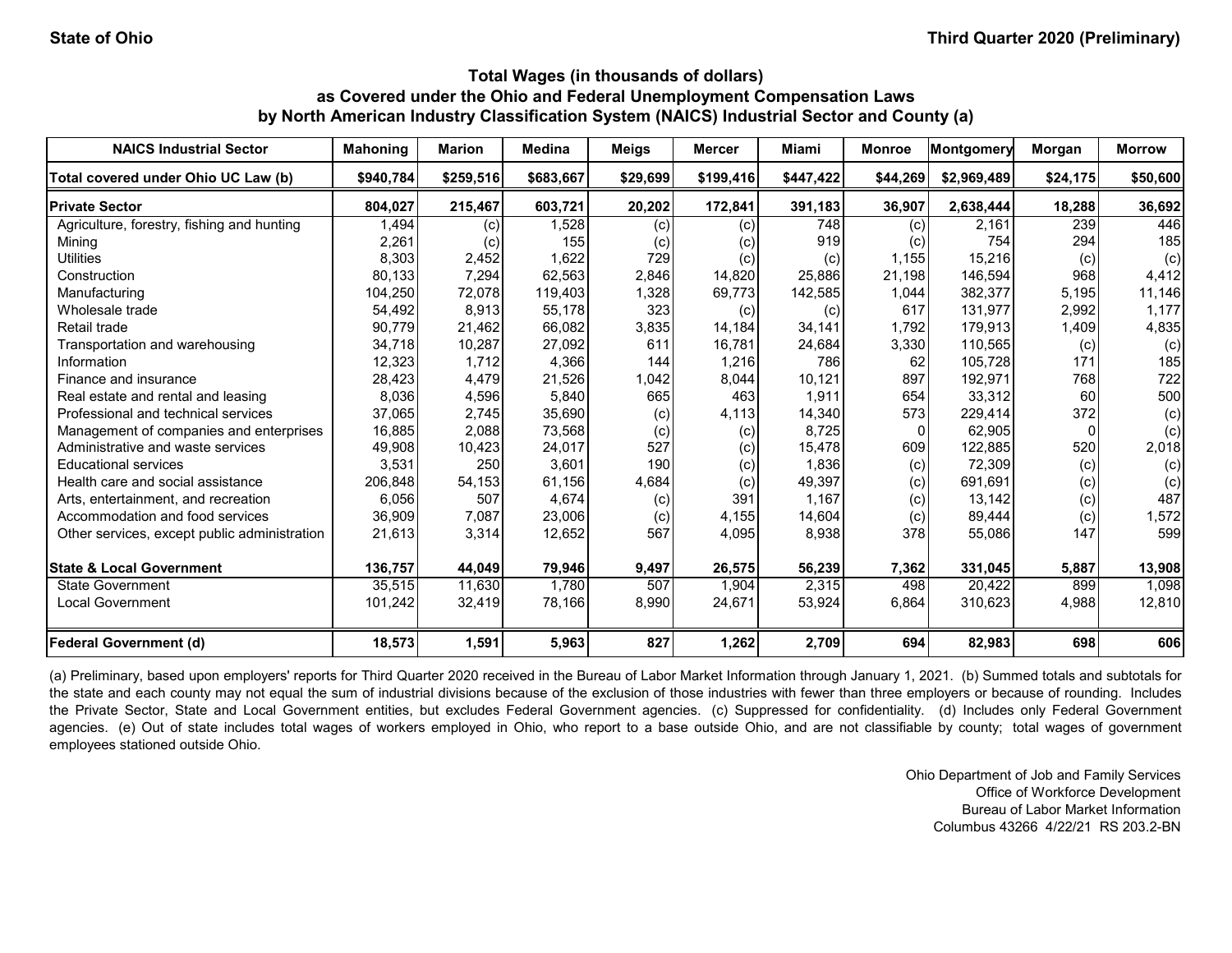State of Ohio

Third Quarter 2020 (Preliminary)

### Total Wages (in thousands of dollars) as Covered under the Ohio and Federal Unemployment Compensation Laws by North American Industry Classification System (NAICS) Industrial Sector and County (a)

| NAICS Industrial Sector | Mahoning | Marion | Medina | Meigs | Mercer | Miami | Monroe | Montgomery | Morgan | Morrow |
|---|---|---|---|---|---|---|---|---|---|---|
| **Total covered under Ohio UC Law (b)** | **$940,784** | **$259,516** | **$683,667** | **$29,699** | **$199,416** | **$447,422** | **$44,269** | **$2,969,489** | **$24,175** | **$50,600** |
| **Private Sector** | **804,027** | **215,467** | **603,721** | **20,202** | **172,841** | **391,183** | **36,907** | **2,638,444** | **18,288** | **36,692** |
| Agriculture, forestry, fishing and hunting | 1,494 | (c) | 1,528 | (c) | (c) | 748 | (c) | 2,161 | 239 | 446 |
| Mining | 2,261 | (c) | 155 | (c) | (c) | 919 | (c) | 754 | 294 | 185 |
| Utilities | 8,303 | 2,452 | 1,622 | 729 | (c) | (c) | 1,155 | 15,216 | (c) | (c) |
| Construction | 80,133 | 7,294 | 62,563 | 2,846 | 14,820 | 25,886 | 21,198 | 146,594 | 968 | 4,412 |
| Manufacturing | 104,250 | 72,078 | 119,403 | 1,328 | 69,773 | 142,585 | 1,044 | 382,377 | 5,195 | 11,146 |
| Wholesale trade | 54,492 | 8,913 | 55,178 | 323 | (c) | (c) | 617 | 131,977 | 2,992 | 1,177 |
| Retail trade | 90,779 | 21,462 | 66,082 | 3,835 | 14,184 | 34,141 | 1,792 | 179,913 | 1,409 | 4,835 |
| Transportation and warehousing | 34,718 | 10,287 | 27,092 | 611 | 16,781 | 24,684 | 3,330 | 110,565 | (c) | (c) |
| Information | 12,323 | 1,712 | 4,366 | 144 | 1,216 | 786 | 62 | 105,728 | 171 | 185 |
| Finance and insurance | 28,423 | 4,479 | 21,526 | 1,042 | 8,044 | 10,121 | 897 | 192,971 | 768 | 722 |
| Real estate and rental and leasing | 8,036 | 4,596 | 5,840 | 665 | 463 | 1,911 | 654 | 33,312 | 60 | 500 |
| Professional and technical services | 37,065 | 2,745 | 35,690 | (c) | 4,113 | 14,340 | 573 | 229,414 | 372 | (c) |
| Management of companies and enterprises | 16,885 | 2,088 | 73,568 | (c) | (c) | 8,725 | 0 | 62,905 | 0 | (c) |
| Administrative and waste services | 49,908 | 10,423 | 24,017 | 527 | (c) | 15,478 | 609 | 122,885 | 520 | 2,018 |
| Educational services | 3,531 | 250 | 3,601 | 190 | (c) | 1,836 | (c) | 72,309 | (c) | (c) |
| Health care and social assistance | 206,848 | 54,153 | 61,156 | 4,684 | (c) | 49,397 | (c) | 691,691 | (c) | (c) |
| Arts, entertainment, and recreation | 6,056 | 507 | 4,674 | (c) | 391 | 1,167 | (c) | 13,142 | (c) | 487 |
| Accommodation and food services | 36,909 | 7,087 | 23,006 | (c) | 4,155 | 14,604 | (c) | 89,444 | (c) | 1,572 |
| Other services, except public administration | 21,613 | 3,314 | 12,652 | 567 | 4,095 | 8,938 | 378 | 55,086 | 147 | 599 |
| **State & Local Government** | **136,757** | **44,049** | **79,946** | **9,497** | **26,575** | **56,239** | **7,362** | **331,045** | **5,887** | **13,908** |
| State Government | 35,515 | 11,630 | 1,780 | 507 | 1,904 | 2,315 | 498 | 20,422 | 899 | 1,098 |
| Local Government | 101,242 | 32,419 | 78,166 | 8,990 | 24,671 | 53,924 | 6,864 | 310,623 | 4,988 | 12,810 |
| **Federal Government (d)** | **18,573** | **1,591** | **5,963** | **827** | **1,262** | **2,709** | **694** | **82,983** | **698** | **606** |

(a) Preliminary, based upon employers' reports for Third Quarter 2020 received in the Bureau of Labor Market Information through January 1, 2021. (b) Summed totals and subtotals for the state and each county may not equal the sum of industrial divisions because of the exclusion of those industries with fewer than three employers or because of rounding. Includes the Private Sector, State and Local Government entities, but excludes Federal Government agencies. (c) Suppressed for confidentiality. (d) Includes only Federal Government agencies. (e) Out of state includes total wages of workers employed in Ohio, who report to a base outside Ohio, and are not classifiable by county; total wages of government employees stationed outside Ohio.

Ohio Department of Job and Family Services
Office of Workforce Development
Bureau of Labor Market Information
Columbus 43266 4/22/21 RS 203.2-BN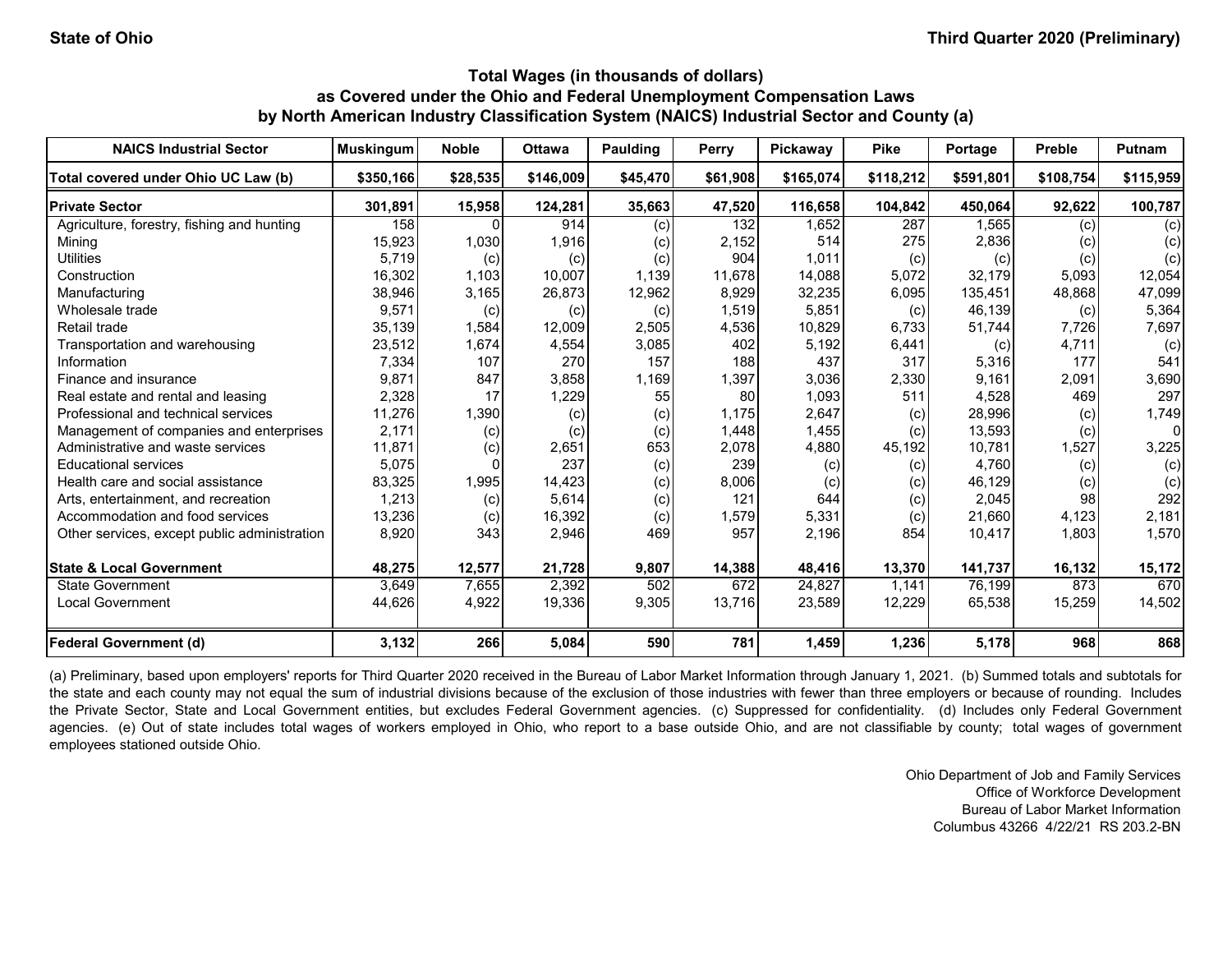**State of Ohio** **Third Quarter 2020 (Preliminary)**

### Total Wages (in thousands of dollars)
### as Covered under the Ohio and Federal Unemployment Compensation Laws
### by North American Industry Classification System (NAICS) Industrial Sector and County (a)

| NAICS Industrial Sector | Muskingum | Noble | Ottawa | Paulding | Perry | Pickaway | Pike | Portage | Preble | Putnam |
|---|---|---|---|---|---|---|---|---|---|---|
| **Total covered under Ohio UC Law (b)** | **$350,166** | **$28,535** | **$146,009** | **$45,470** | **$61,908** | **$165,074** | **$118,212** | **$591,801** | **$108,754** | **$115,959** |
| **Private Sector** | **301,891** | **15,958** | **124,281** | **35,663** | **47,520** | **116,658** | **104,842** | **450,064** | **92,622** | **100,787** |
| Agriculture, forestry, fishing and hunting | 158 | 0 | 914 | (c) | 132 | 1,652 | 287 | 1,565 | (c) | (c) |
| Mining | 15,923 | 1,030 | 1,916 | (c) | 2,152 | 514 | 275 | 2,836 | (c) | (c) |
| Utilities | 5,719 | (c) | (c) | (c) | 904 | 1,011 | (c) | (c) | (c) | (c) |
| Construction | 16,302 | 1,103 | 10,007 | 1,139 | 11,678 | 14,088 | 5,072 | 32,179 | 5,093 | 12,054 |
| Manufacturing | 38,946 | 3,165 | 26,873 | 12,962 | 8,929 | 32,235 | 6,095 | 135,451 | 48,868 | 47,099 |
| Wholesale trade | 9,571 | (c) | (c) | (c) | 1,519 | 5,851 | (c) | 46,139 | (c) | 5,364 |
| Retail trade | 35,139 | 1,584 | 12,009 | 2,505 | 4,536 | 10,829 | 6,733 | 51,744 | 7,726 | 7,697 |
| Transportation and warehousing | 23,512 | 1,674 | 4,554 | 3,085 | 402 | 5,192 | 6,441 | (c) | 4,711 | (c) |
| Information | 7,334 | 107 | 270 | 157 | 188 | 437 | 317 | 5,316 | 177 | 541 |
| Finance and insurance | 9,871 | 847 | 3,858 | 1,169 | 1,397 | 3,036 | 2,330 | 9,161 | 2,091 | 3,690 |
| Real estate and rental and leasing | 2,328 | 17 | 1,229 | 55 | 80 | 1,093 | 511 | 4,528 | 469 | 297 |
| Professional and technical services | 11,276 | 1,390 | (c) | (c) | 1,175 | 2,647 | (c) | 28,996 | (c) | 1,749 |
| Management of companies and enterprises | 2,171 | (c) | (c) | (c) | 1,448 | 1,455 | (c) | 13,593 | (c) | 0 |
| Administrative and waste services | 11,871 | (c) | 2,651 | 653 | 2,078 | 4,880 | 45,192 | 10,781 | 1,527 | 3,225 |
| Educational services | 5,075 | 0 | 237 | (c) | 239 | (c) | (c) | 4,760 | (c) | (c) |
| Health care and social assistance | 83,325 | 1,995 | 14,423 | (c) | 8,006 | (c) | (c) | 46,129 | (c) | (c) |
| Arts, entertainment, and recreation | 1,213 | (c) | 5,614 | (c) | 121 | 644 | (c) | 2,045 | 98 | 292 |
| Accommodation and food services | 13,236 | (c) | 16,392 | (c) | 1,579 | 5,331 | (c) | 21,660 | 4,123 | 2,181 |
| Other services, except public administration | 8,920 | 343 | 2,946 | 469 | 957 | 2,196 | 854 | 10,417 | 1,803 | 1,570 |
| **State & Local Government** | **48,275** | **12,577** | **21,728** | **9,807** | **14,388** | **48,416** | **13,370** | **141,737** | **16,132** | **15,172** |
| State Government | 3,649 | 7,655 | 2,392 | 502 | 672 | 24,827 | 1,141 | 76,199 | 873 | 670 |
| Local Government | 44,626 | 4,922 | 19,336 | 9,305 | 13,716 | 23,589 | 12,229 | 65,538 | 15,259 | 14,502 |
| **Federal Government (d)** | **3,132** | **266** | **5,084** | **590** | **781** | **1,459** | **1,236** | **5,178** | **968** | **868** |

(a) Preliminary, based upon employers' reports for Third Quarter 2020 received in the Bureau of Labor Market Information through January 1, 2021. (b) Summed totals and subtotals for the state and each county may not equal the sum of industrial divisions because of the exclusion of those industries with fewer than three employers or because of rounding. Includes the Private Sector, State and Local Government entities, but excludes Federal Government agencies. (c) Suppressed for confidentiality. (d) Includes only Federal Government agencies. (e) Out of state includes total wages of workers employed in Ohio, who report to a base outside Ohio, and are not classifiable by county; total wages of government employees stationed outside Ohio.

Ohio Department of Job and Family Services
Office of Workforce Development
Bureau of Labor Market Information
Columbus 43266 4/22/21 RS 203.2-BN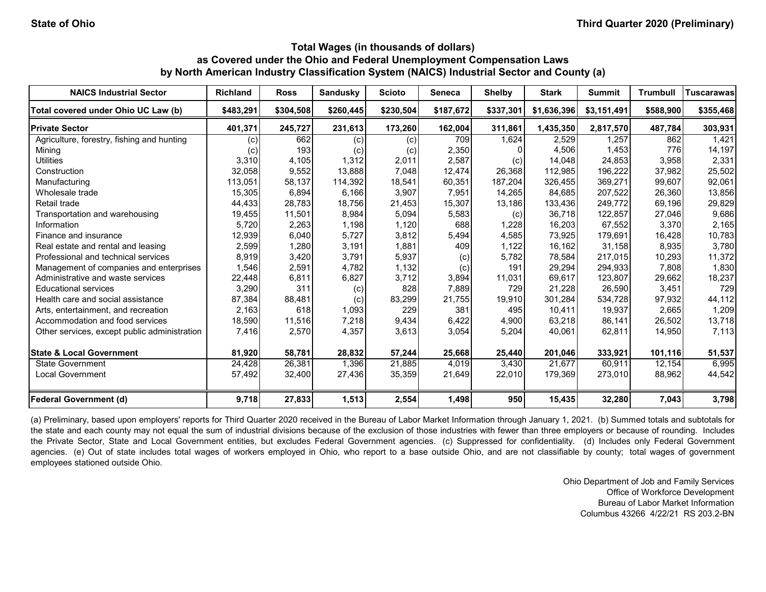State of Ohio

Third Quarter 2020 (Preliminary)

### Total Wages (in thousands of dollars) as Covered under the Ohio and Federal Unemployment Compensation Laws by North American Industry Classification System (NAICS) Industrial Sector and County (a)

| NAICS Industrial Sector | Richland | Ross | Sandusky | Scioto | Seneca | Shelby | Stark | Summit | Trumbull | Tuscarawas |
|---|---|---|---|---|---|---|---|---|---|---|
| **Total covered under Ohio UC Law (b)** | **$483,291** | **$304,508** | **$260,445** | **$230,504** | **$187,672** | **$337,301** | **$1,636,396** | **$3,151,491** | **$588,900** | **$355,468** |
| **Private Sector** | **401,371** | **245,727** | **231,613** | **173,260** | **162,004** | **311,861** | **1,435,350** | **2,817,570** | **487,784** | **303,931** |
| Agriculture, forestry, fishing and hunting | (c) | 662 | (c) | (c) | 709 | 1,624 | 2,529 | 1,257 | 862 | 1,421 |
| Mining | (c) | 193 | (c) | (c) | 2,350 | 0 | 4,506 | 1,453 | 776 | 14,197 |
| Utilities | 3,310 | 4,105 | 1,312 | 2,011 | 2,587 | (c) | 14,048 | 24,853 | 3,958 | 2,331 |
| Construction | 32,058 | 9,552 | 13,888 | 7,048 | 12,474 | 26,368 | 112,985 | 196,222 | 37,982 | 25,502 |
| Manufacturing | 113,051 | 58,137 | 114,392 | 18,541 | 60,351 | 187,204 | 326,455 | 369,271 | 99,607 | 92,061 |
| Wholesale trade | 15,305 | 6,894 | 6,166 | 3,907 | 7,951 | 14,265 | 84,685 | 207,522 | 26,360 | 13,856 |
| Retail trade | 44,433 | 28,783 | 18,756 | 21,453 | 15,307 | 13,186 | 133,436 | 249,772 | 69,196 | 29,829 |
| Transportation and warehousing | 19,455 | 11,501 | 8,984 | 5,094 | 5,583 | (c) | 36,718 | 122,857 | 27,046 | 9,686 |
| Information | 5,720 | 2,263 | 1,198 | 1,120 | 688 | 1,228 | 16,203 | 67,552 | 3,370 | 2,165 |
| Finance and insurance | 12,939 | 6,040 | 5,727 | 3,812 | 5,494 | 4,585 | 73,925 | 179,691 | 16,428 | 10,783 |
| Real estate and rental and leasing | 2,599 | 1,280 | 3,191 | 1,881 | 409 | 1,122 | 16,162 | 31,158 | 8,935 | 3,780 |
| Professional and technical services | 8,919 | 3,420 | 3,791 | 5,937 | (c) | 5,782 | 78,584 | 217,015 | 10,293 | 11,372 |
| Management of companies and enterprises | 1,546 | 2,591 | 4,782 | 1,132 | (c) | 191 | 29,294 | 294,933 | 7,808 | 1,830 |
| Administrative and waste services | 22,448 | 6,811 | 6,827 | 3,712 | 3,894 | 11,031 | 69,617 | 123,807 | 29,662 | 18,237 |
| Educational services | 3,290 | 311 | (c) | 828 | 7,889 | 729 | 21,228 | 26,590 | 3,451 | 729 |
| Health care and social assistance | 87,384 | 88,481 | (c) | 83,299 | 21,755 | 19,910 | 301,284 | 534,728 | 97,932 | 44,112 |
| Arts, entertainment, and recreation | 2,163 | 618 | 1,093 | 229 | 381 | 495 | 10,411 | 19,937 | 2,665 | 1,209 |
| Accommodation and food services | 18,590 | 11,516 | 7,218 | 9,434 | 6,422 | 4,900 | 63,218 | 86,141 | 26,502 | 13,718 |
| Other services, except public administration | 7,416 | 2,570 | 4,357 | 3,613 | 3,054 | 5,204 | 40,061 | 62,811 | 14,950 | 7,113 |
| **State & Local Government** | **81,920** | **58,781** | **28,832** | **57,244** | **25,668** | **25,440** | **201,046** | **333,921** | **101,116** | **51,537** |
| State Government | 24,428 | 26,381 | 1,396 | 21,885 | 4,019 | 3,430 | 21,677 | 60,911 | 12,154 | 6,995 |
| Local Government | 57,492 | 32,400 | 27,436 | 35,359 | 21,649 | 22,010 | 179,369 | 273,010 | 88,962 | 44,542 |
| **Federal Government (d)** | **9,718** | **27,833** | **1,513** | **2,554** | **1,498** | **950** | **15,435** | **32,280** | **7,043** | **3,798** |

(a) Preliminary, based upon employers' reports for Third Quarter 2020 received in the Bureau of Labor Market Information through January 1, 2021. (b) Summed totals and subtotals for the state and each county may not equal the sum of industrial divisions because of the exclusion of those industries with fewer than three employers or because of rounding. Includes the Private Sector, State and Local Government entities, but excludes Federal Government agencies. (c) Suppressed for confidentiality. (d) Includes only Federal Government agencies. (e) Out of state includes total wages of workers employed in Ohio, who report to a base outside Ohio, and are not classifiable by county; total wages of government employees stationed outside Ohio.

Ohio Department of Job and Family Services
Office of Workforce Development
Bureau of Labor Market Information
Columbus 43266 4/22/21 RS 203.2-BN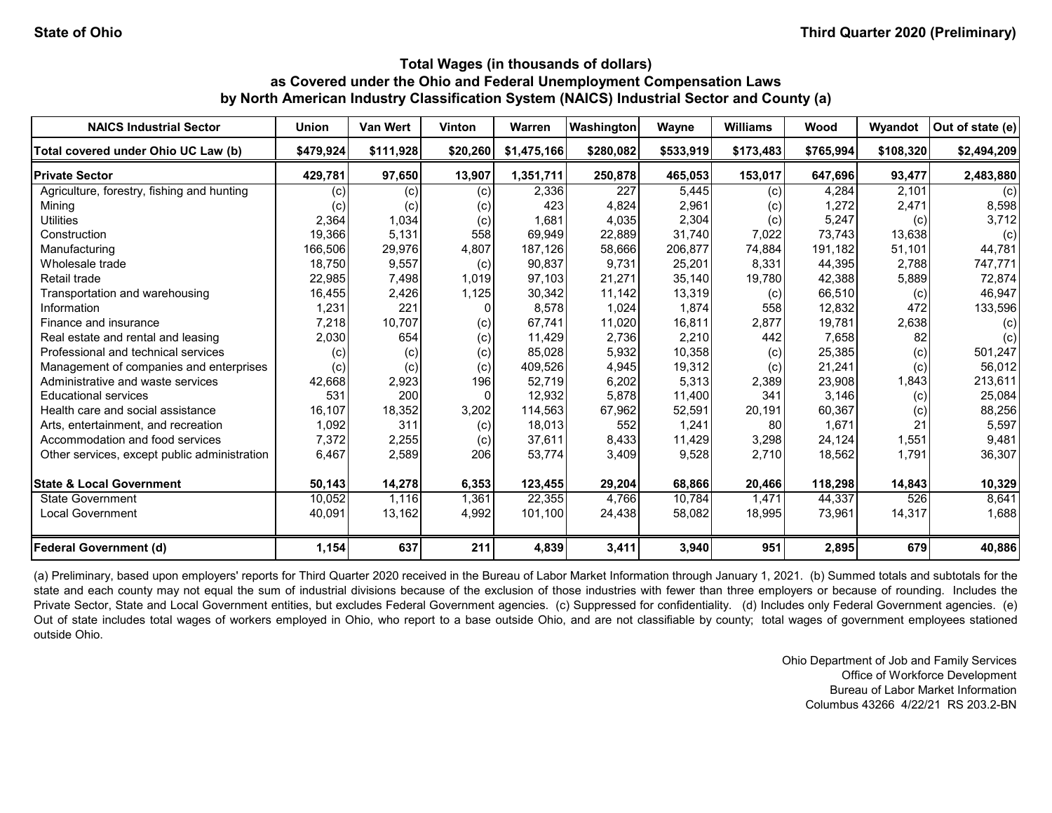## Total Wages (in thousands of dollars) as Covered under the Ohio and Federal Unemployment Compensation Laws by North American Industry Classification System (NAICS) Industrial Sector and County (a)

| NAICS Industrial Sector | Union | Van Wert | Vinton | Warren | Washington | Wayne | Williams | Wood | Wyandot | Out of state (e) |
|---|---|---|---|---|---|---|---|---|---|---|
| **Total covered under Ohio UC Law (b)** | **$479,924** | **$111,928** | **$20,260** | **$1,475,166** | **$280,082** | **$533,919** | **$173,483** | **$765,994** | **$108,320** | **$2,494,209** |
| **Private Sector** | **429,781** | **97,650** | **13,907** | **1,351,711** | **250,878** | **465,053** | **153,017** | **647,696** | **93,477** | **2,483,880** |
| Agriculture, forestry, fishing and hunting | (c) | (c) | (c) | 2,336 | 227 | 5,445 | (c) | 4,284 | 2,101 | (c) |
| Mining | (c) | (c) | (c) | 423 | 4,824 | 2,961 | (c) | 1,272 | 2,471 | 8,598 |
| Utilities | 2,364 | 1,034 | (c) | 1,681 | 4,035 | 2,304 | (c) | 5,247 | (c) | 3,712 |
| Construction | 19,366 | 5,131 | 558 | 69,949 | 22,889 | 31,740 | 7,022 | 73,743 | 13,638 | (c) |
| Manufacturing | 166,506 | 29,976 | 4,807 | 187,126 | 58,666 | 206,877 | 74,884 | 191,182 | 51,101 | 44,781 |
| Wholesale trade | 18,750 | 9,557 | (c) | 90,837 | 9,731 | 25,201 | 8,331 | 44,395 | 2,788 | 747,771 |
| Retail trade | 22,985 | 7,498 | 1,019 | 97,103 | 21,271 | 35,140 | 19,780 | 42,388 | 5,889 | 72,874 |
| Transportation and warehousing | 16,455 | 2,426 | 1,125 | 30,342 | 11,142 | 13,319 | (c) | 66,510 | (c) | 46,947 |
| Information | 1,231 | 221 | 0 | 8,578 | 1,024 | 1,874 | 558 | 12,832 | 472 | 133,596 |
| Finance and insurance | 7,218 | 10,707 | (c) | 67,741 | 11,020 | 16,811 | 2,877 | 19,781 | 2,638 | (c) |
| Real estate and rental and leasing | 2,030 | 654 | (c) | 11,429 | 2,736 | 2,210 | 442 | 7,658 | 82 | (c) |
| Professional and technical services | (c) | (c) | (c) | 85,028 | 5,932 | 10,358 | (c) | 25,385 | (c) | 501,247 |
| Management of companies and enterprises | (c) | (c) | (c) | 409,526 | 4,945 | 19,312 | (c) | 21,241 | (c) | 56,012 |
| Administrative and waste services | 42,668 | 2,923 | 196 | 52,719 | 6,202 | 5,313 | 2,389 | 23,908 | 1,843 | 213,611 |
| Educational services | 531 | 200 | 0 | 12,932 | 5,878 | 11,400 | 341 | 3,146 | (c) | 25,084 |
| Health care and social assistance | 16,107 | 18,352 | 3,202 | 114,563 | 67,962 | 52,591 | 20,191 | 60,367 | (c) | 88,256 |
| Arts, entertainment, and recreation | 1,092 | 311 | (c) | 18,013 | 552 | 1,241 | 80 | 1,671 | 21 | 5,597 |
| Accommodation and food services | 7,372 | 2,255 | (c) | 37,611 | 8,433 | 11,429 | 3,298 | 24,124 | 1,551 | 9,481 |
| Other services, except public administration | 6,467 | 2,589 | 206 | 53,774 | 3,409 | 9,528 | 2,710 | 18,562 | 1,791 | 36,307 |
| **State & Local Government** | **50,143** | **14,278** | **6,353** | **123,455** | **29,204** | **68,866** | **20,466** | **118,298** | **14,843** | **10,329** |
| State Government | 10,052 | 1,116 | 1,361 | 22,355 | 4,766 | 10,784 | 1,471 | 44,337 | 526 | 8,641 |
| Local Government | 40,091 | 13,162 | 4,992 | 101,100 | 24,438 | 58,082 | 18,995 | 73,961 | 14,317 | 1,688 |
| **Federal Government (d)** | **1,154** | **637** | **211** | **4,839** | **3,411** | **3,940** | **951** | **2,895** | **679** | **40,886** |

(a) Preliminary, based upon employers' reports for Third Quarter 2020 received in the Bureau of Labor Market Information through January 1, 2021. (b) Summed totals and subtotals for the state and each county may not equal the sum of industrial divisions because of the exclusion of those industries with fewer than three employers or because of rounding. Includes the Private Sector, State and Local Government entities, but excludes Federal Government agencies. (c) Suppressed for confidentiality. (d) Includes only Federal Government agencies. (e) Out of state includes total wages of workers employed in Ohio, who report to a base outside Ohio, and are not classifiable by county; total wages of government employees stationed outside Ohio.

Ohio Department of Job and Family Services
Office of Workforce Development
Bureau of Labor Market Information
Columbus 43266 4/22/21 RS 203.2-BN